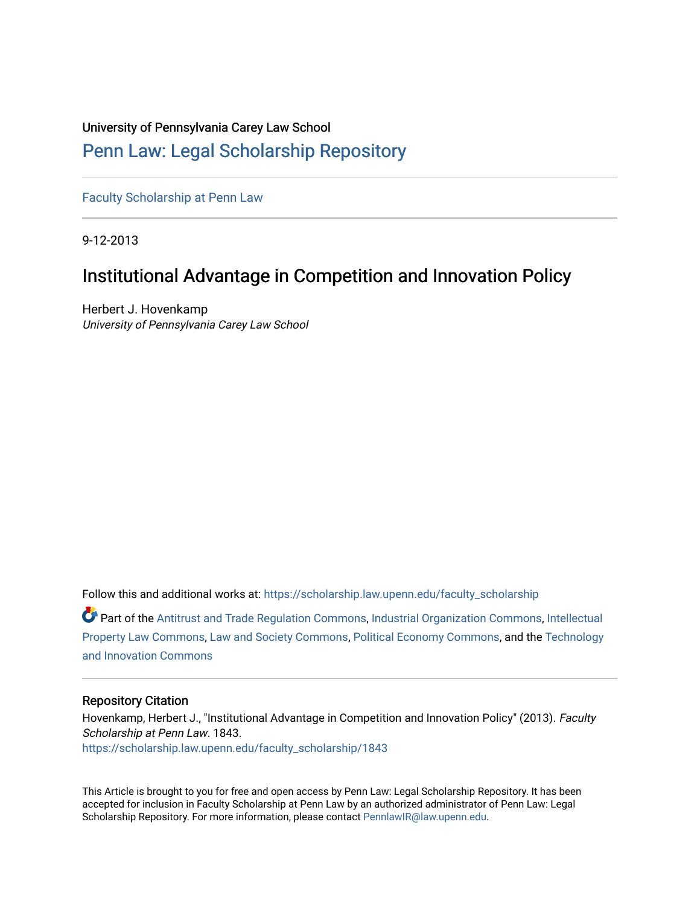University of Pennsylvania Carey Law School

## Penn Law: Legal Scholarship Repository

Faculty Scholarship at Penn Law

9-12-2013

# Institutional Advantage in Competition and Innovation Policy

Herbert J. Hovenkamp
*University of Pennsylvania Carey Law School*

Follow this and additional works at: https://scholarship.law.upenn.edu/faculty_scholarship

Part of the Antitrust and Trade Regulation Commons, Industrial Organization Commons, Intellectual Property Law Commons, Law and Society Commons, Political Economy Commons, and the Technology and Innovation Commons

### Repository Citation

Hovenkamp, Herbert J., "Institutional Advantage in Competition and Innovation Policy" (2013). *Faculty Scholarship at Penn Law*. 1843.
https://scholarship.law.upenn.edu/faculty_scholarship/1843

This Article is brought to you for free and open access by Penn Law: Legal Scholarship Repository. It has been accepted for inclusion in Faculty Scholarship at Penn Law by an authorized administrator of Penn Law: Legal Scholarship Repository. For more information, please contact PennlawIR@law.upenn.edu.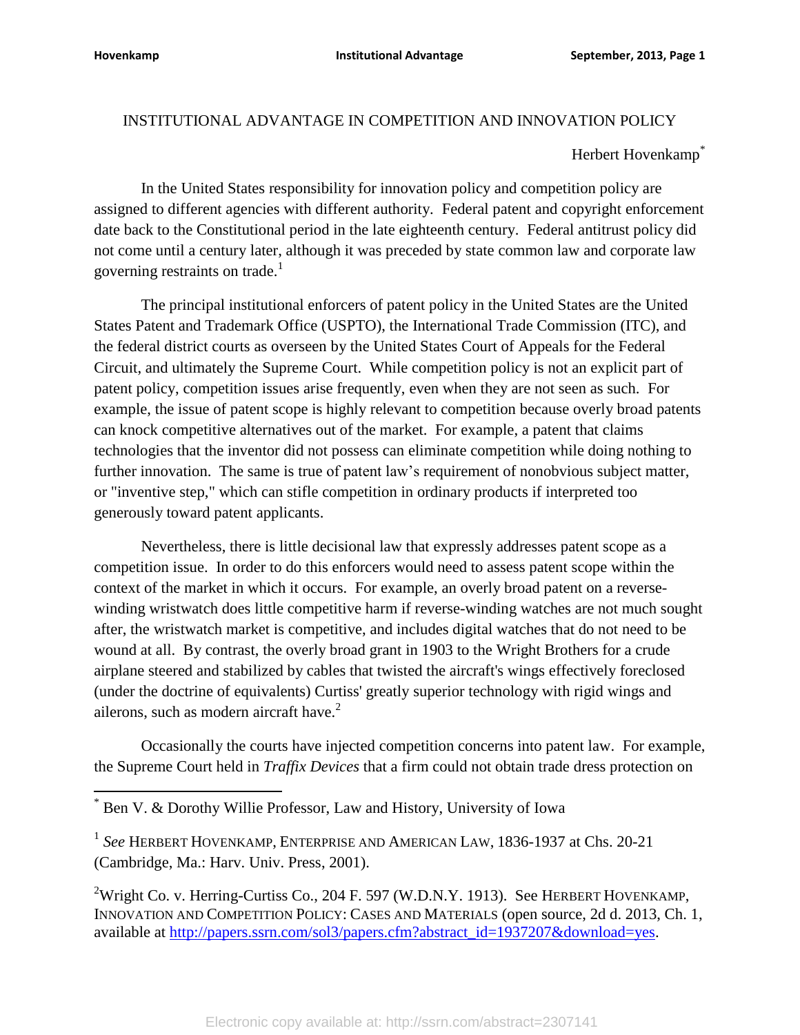INSTITUTIONAL ADVANTAGE IN COMPETITION AND INNOVATION POLICY

Herbert Hovenkamp[*]

In the United States responsibility for innovation policy and competition policy are assigned to different agencies with different authority. Federal patent and copyright enforcement date back to the Constitutional period in the late eighteenth century. Federal antitrust policy did not come until a century later, although it was preceded by state common law and corporate law governing restraints on trade.[1]

The principal institutional enforcers of patent policy in the United States are the United States Patent and Trademark Office (USPTO), the International Trade Commission (ITC), and the federal district courts as overseen by the United States Court of Appeals for the Federal Circuit, and ultimately the Supreme Court. While competition policy is not an explicit part of patent policy, competition issues arise frequently, even when they are not seen as such. For example, the issue of patent scope is highly relevant to competition because overly broad patents can knock competitive alternatives out of the market. For example, a patent that claims technologies that the inventor did not possess can eliminate competition while doing nothing to further innovation. The same is true of patent law's requirement of nonobvious subject matter, or "inventive step," which can stifle competition in ordinary products if interpreted too generously toward patent applicants.

Nevertheless, there is little decisional law that expressly addresses patent scope as a competition issue. In order to do this enforcers would need to assess patent scope within the context of the market in which it occurs. For example, an overly broad patent on a reverse-winding wristwatch does little competitive harm if reverse-winding watches are not much sought after, the wristwatch market is competitive, and includes digital watches that do not need to be wound at all. By contrast, the overly broad grant in 1903 to the Wright Brothers for a crude airplane steered and stabilized by cables that twisted the aircraft's wings effectively foreclosed (under the doctrine of equivalents) Curtiss' greatly superior technology with rigid wings and ailerons, such as modern aircraft have.[2]

Occasionally the courts have injected competition concerns into patent law. For example, the Supreme Court held in *Traffix Devices* that a firm could not obtain trade dress protection on

---

[*] Ben V. & Dorothy Willie Professor, Law and History, University of Iowa

[1] *See* HERBERT HOVENKAMP, ENTERPRISE AND AMERICAN LAW, 1836-1937 at Chs. 20-21 (Cambridge, Ma.: Harv. Univ. Press, 2001).

[2] Wright Co. v. Herring-Curtiss Co., 204 F. 597 (W.D.N.Y. 1913). See HERBERT HOVENKAMP, INNOVATION AND COMPETITION POLICY: CASES AND MATERIALS (open source, 2d d. 2013, Ch. 1, available at http://papers.ssrn.com/sol3/papers.cfm?abstract_id=1937207&download=yes.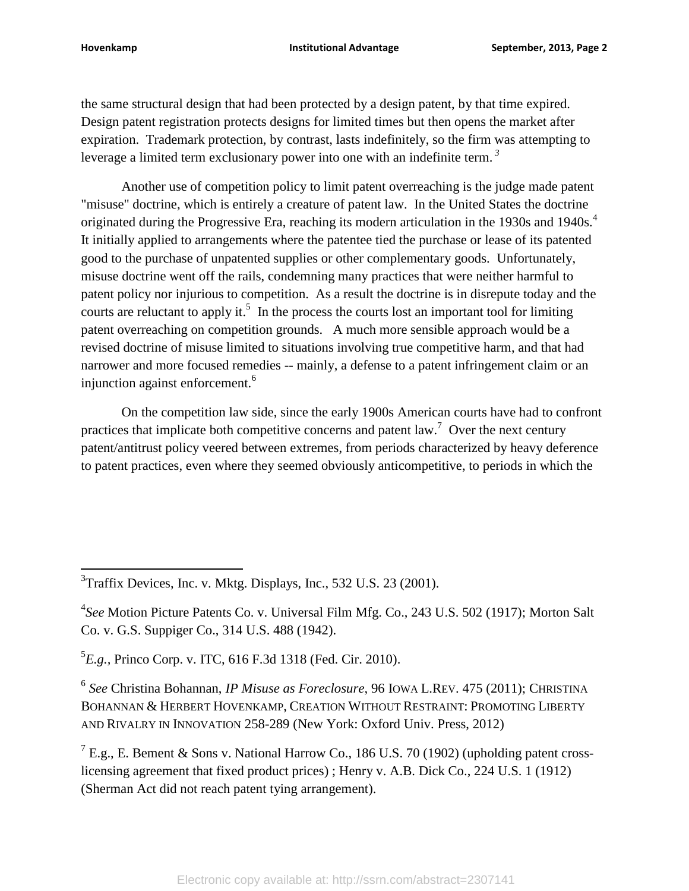the same structural design that had been protected by a design patent, by that time expired. Design patent registration protects designs for limited times but then opens the market after expiration. Trademark protection, by contrast, lasts indefinitely, so the firm was attempting to leverage a limited term exclusionary power into one with an indefinite term.[3]

Another use of competition policy to limit patent overreaching is the judge made patent "misuse" doctrine, which is entirely a creature of patent law. In the United States the doctrine originated during the Progressive Era, reaching its modern articulation in the 1930s and 1940s.[4] It initially applied to arrangements where the patentee tied the purchase or lease of its patented good to the purchase of unpatented supplies or other complementary goods. Unfortunately, misuse doctrine went off the rails, condemning many practices that were neither harmful to patent policy nor injurious to competition. As a result the doctrine is in disrepute today and the courts are reluctant to apply it.[5] In the process the courts lost an important tool for limiting patent overreaching on competition grounds. A much more sensible approach would be a revised doctrine of misuse limited to situations involving true competitive harm, and that had narrower and more focused remedies -- mainly, a defense to a patent infringement claim or an injunction against enforcement.[6]

On the competition law side, since the early 1900s American courts have had to confront practices that implicate both competitive concerns and patent law.[7] Over the next century patent/antitrust policy veered between extremes, from periods characterized by heavy deference to patent practices, even where they seemed obviously anticompetitive, to periods in which the

---

[3] Traffix Devices, Inc. v. Mktg. Displays, Inc., 532 U.S. 23 (2001).

[4] *See* Motion Picture Patents Co. v. Universal Film Mfg. Co., 243 U.S. 502 (1917); Morton Salt Co. v. G.S. Suppiger Co., 314 U.S. 488 (1942).

[5] *E.g.*, Princo Corp. v. ITC, 616 F.3d 1318 (Fed. Cir. 2010).

[6] *See* Christina Bohannan, *IP Misuse as Foreclosure*, 96 IOWA L.REV. 475 (2011); CHRISTINA BOHANNAN & HERBERT HOVENKAMP, CREATION WITHOUT RESTRAINT: PROMOTING LIBERTY AND RIVALRY IN INNOVATION 258-289 (New York: Oxford Univ. Press, 2012)

[7] E.g., E. Bement & Sons v. National Harrow Co., 186 U.S. 70 (1902) (upholding patent cross-licensing agreement that fixed product prices) ; Henry v. A.B. Dick Co., 224 U.S. 1 (1912) (Sherman Act did not reach patent tying arrangement).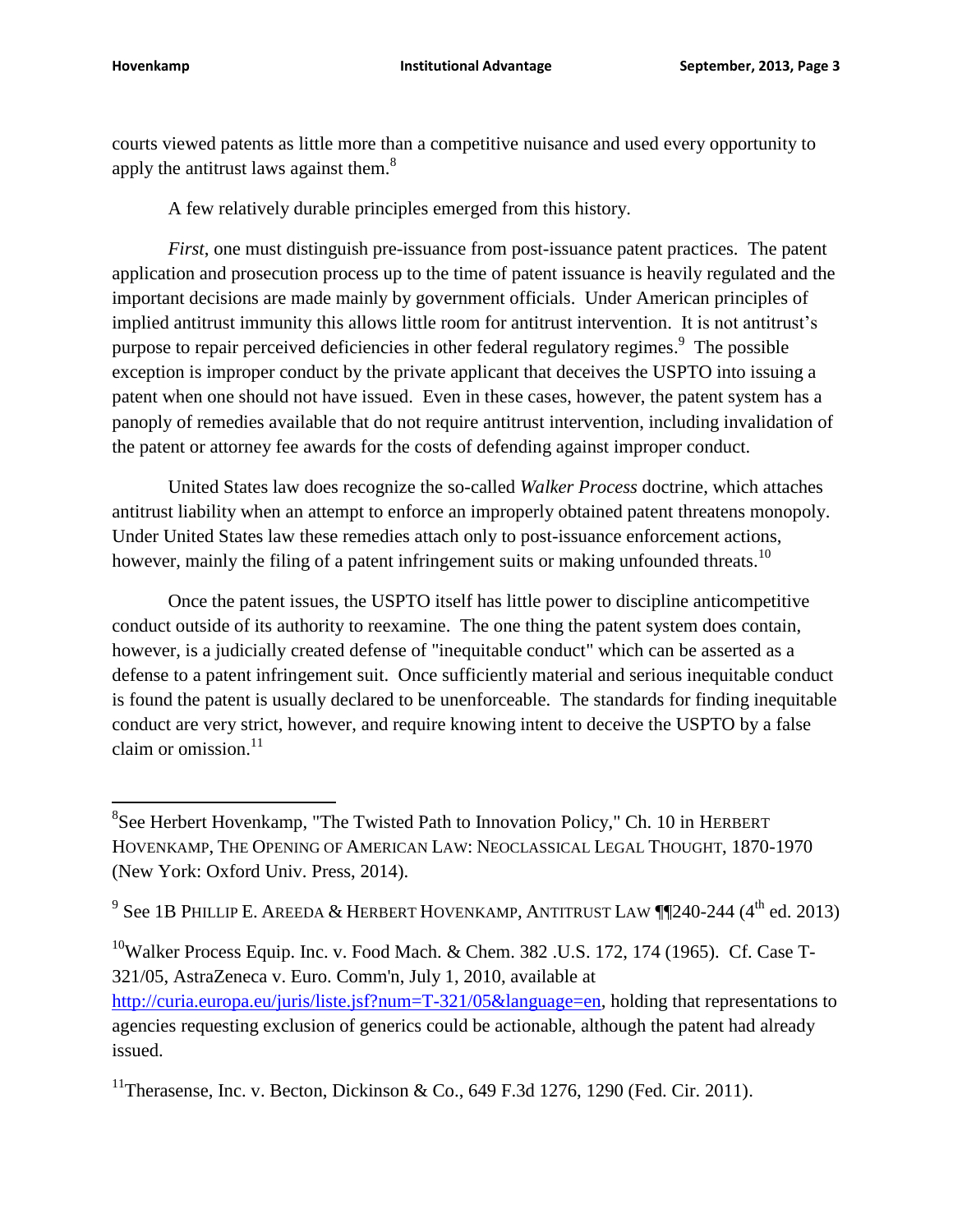courts viewed patents as little more than a competitive nuisance and used every opportunity to apply the antitrust laws against them.[8]

A few relatively durable principles emerged from this history.

*First*, one must distinguish pre-issuance from post-issuance patent practices. The patent application and prosecution process up to the time of patent issuance is heavily regulated and the important decisions are made mainly by government officials. Under American principles of implied antitrust immunity this allows little room for antitrust intervention. It is not antitrust's purpose to repair perceived deficiencies in other federal regulatory regimes.[9] The possible exception is improper conduct by the private applicant that deceives the USPTO into issuing a patent when one should not have issued. Even in these cases, however, the patent system has a panoply of remedies available that do not require antitrust intervention, including invalidation of the patent or attorney fee awards for the costs of defending against improper conduct.

United States law does recognize the so-called *Walker Process* doctrine, which attaches antitrust liability when an attempt to enforce an improperly obtained patent threatens monopoly. Under United States law these remedies attach only to post-issuance enforcement actions, however, mainly the filing of a patent infringement suits or making unfounded threats.[10]

Once the patent issues, the USPTO itself has little power to discipline anticompetitive conduct outside of its authority to reexamine. The one thing the patent system does contain, however, is a judicially created defense of "inequitable conduct" which can be asserted as a defense to a patent infringement suit. Once sufficiently material and serious inequitable conduct is found the patent is usually declared to be unenforceable. The standards for finding inequitable conduct are very strict, however, and require knowing intent to deceive the USPTO by a false claim or omission.[11]

---

[8] See Herbert Hovenkamp, "The Twisted Path to Innovation Policy," Ch. 10 in HERBERT HOVENKAMP, THE OPENING OF AMERICAN LAW: NEOCLASSICAL LEGAL THOUGHT, 1870-1970 (New York: Oxford Univ. Press, 2014).

[9] See 1B PHILLIP E. AREEDA & HERBERT HOVENKAMP, ANTITRUST LAW ¶¶240-244 (4th ed. 2013)

[10] Walker Process Equip. Inc. v. Food Mach. & Chem. 382 .U.S. 172, 174 (1965). Cf. Case T-321/05, AstraZeneca v. Euro. Comm'n, July 1, 2010, available at http://curia.europa.eu/juris/liste.jsf?num=T-321/05&language=en, holding that representations to agencies requesting exclusion of generics could be actionable, although the patent had already issued.

[11] Therasense, Inc. v. Becton, Dickinson & Co., 649 F.3d 1276, 1290 (Fed. Cir. 2011).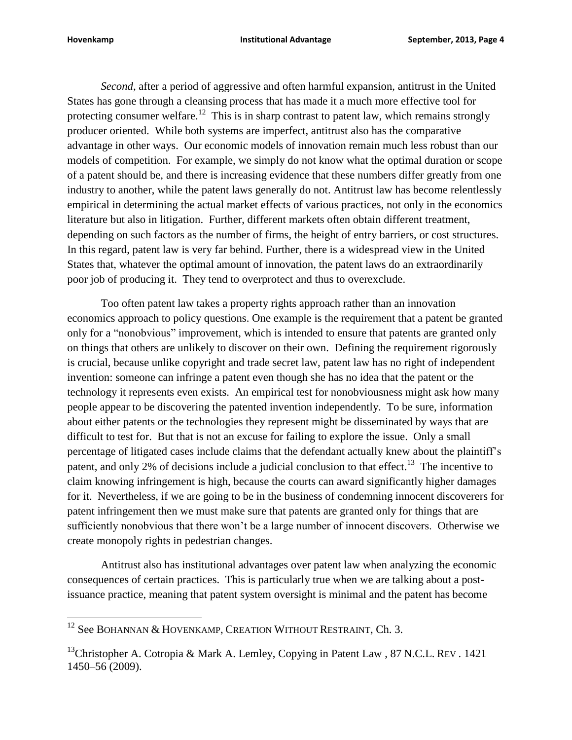*Second*, after a period of aggressive and often harmful expansion, antitrust in the United States has gone through a cleansing process that has made it a much more effective tool for protecting consumer welfare.[12] This is in sharp contrast to patent law, which remains strongly producer oriented. While both systems are imperfect, antitrust also has the comparative advantage in other ways. Our economic models of innovation remain much less robust than our models of competition. For example, we simply do not know what the optimal duration or scope of a patent should be, and there is increasing evidence that these numbers differ greatly from one industry to another, while the patent laws generally do not. Antitrust law has become relentlessly empirical in determining the actual market effects of various practices, not only in the economics literature but also in litigation. Further, different markets often obtain different treatment, depending on such factors as the number of firms, the height of entry barriers, or cost structures. In this regard, patent law is very far behind. Further, there is a widespread view in the United States that, whatever the optimal amount of innovation, the patent laws do an extraordinarily poor job of producing it. They tend to overprotect and thus to overexclude.

Too often patent law takes a property rights approach rather than an innovation economics approach to policy questions. One example is the requirement that a patent be granted only for a "nonobvious" improvement, which is intended to ensure that patents are granted only on things that others are unlikely to discover on their own. Defining the requirement rigorously is crucial, because unlike copyright and trade secret law, patent law has no right of independent invention: someone can infringe a patent even though she has no idea that the patent or the technology it represents even exists. An empirical test for nonobviousness might ask how many people appear to be discovering the patented invention independently. To be sure, information about either patents or the technologies they represent might be disseminated by ways that are difficult to test for. But that is not an excuse for failing to explore the issue. Only a small percentage of litigated cases include claims that the defendant actually knew about the plaintiff's patent, and only 2% of decisions include a judicial conclusion to that effect.[13] The incentive to claim knowing infringement is high, because the courts can award significantly higher damages for it. Nevertheless, if we are going to be in the business of condemning innocent discoverers for patent infringement then we must make sure that patents are granted only for things that are sufficiently nonobvious that there won't be a large number of innocent discovers. Otherwise we create monopoly rights in pedestrian changes.

Antitrust also has institutional advantages over patent law when analyzing the economic consequences of certain practices. This is particularly true when we are talking about a post-issuance practice, meaning that patent system oversight is minimal and the patent has become

---

[12] See BOHANNAN & HOVENKAMP, CREATION WITHOUT RESTRAINT, Ch. 3.

[13] Christopher A. Cotropia & Mark A. Lemley, Copying in Patent Law , 87 N.C.L. REV . 1421 1450–56 (2009).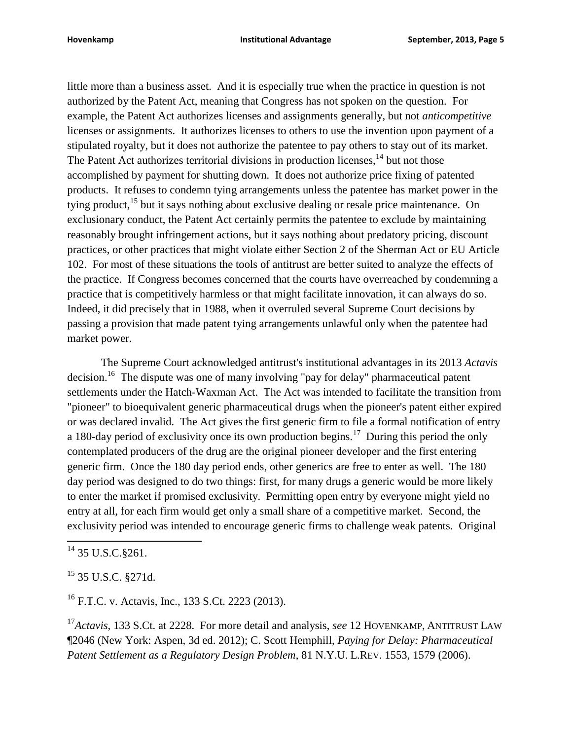little more than a business asset. And it is especially true when the practice in question is not authorized by the Patent Act, meaning that Congress has not spoken on the question. For example, the Patent Act authorizes licenses and assignments generally, but not *anticompetitive* licenses or assignments. It authorizes licenses to others to use the invention upon payment of a stipulated royalty, but it does not authorize the patentee to pay others to stay out of its market. The Patent Act authorizes territorial divisions in production licenses,[14] but not those accomplished by payment for shutting down. It does not authorize price fixing of patented products. It refuses to condemn tying arrangements unless the patentee has market power in the tying product,[15] but it says nothing about exclusive dealing or resale price maintenance. On exclusionary conduct, the Patent Act certainly permits the patentee to exclude by maintaining reasonably brought infringement actions, but it says nothing about predatory pricing, discount practices, or other practices that might violate either Section 2 of the Sherman Act or EU Article 102. For most of these situations the tools of antitrust are better suited to analyze the effects of the practice. If Congress becomes concerned that the courts have overreached by condemning a practice that is competitively harmless or that might facilitate innovation, it can always do so. Indeed, it did precisely that in 1988, when it overruled several Supreme Court decisions by passing a provision that made patent tying arrangements unlawful only when the patentee had market power.

The Supreme Court acknowledged antitrust's institutional advantages in its 2013 *Actavis* decision.[16] The dispute was one of many involving "pay for delay" pharmaceutical patent settlements under the Hatch-Waxman Act. The Act was intended to facilitate the transition from "pioneer" to bioequivalent generic pharmaceutical drugs when the pioneer's patent either expired or was declared invalid. The Act gives the first generic firm to file a formal notification of entry a 180-day period of exclusivity once its own production begins.[17] During this period the only contemplated producers of the drug are the original pioneer developer and the first entering generic firm. Once the 180 day period ends, other generics are free to enter as well. The 180 day period was designed to do two things: first, for many drugs a generic would be more likely to enter the market if promised exclusivity. Permitting open entry by everyone might yield no entry at all, for each firm would get only a small share of a competitive market. Second, the exclusivity period was intended to encourage generic firms to challenge weak patents. Original

[14] 35 U.S.C.§261.

[15] 35 U.S.C. §271d.

[16] F.T.C. v. Actavis, Inc., 133 S.Ct. 2223 (2013).

[17] *Actavis*, 133 S.Ct. at 2228. For more detail and analysis, *see* 12 HOVENKAMP, ANTITRUST LAW ¶2046 (New York: Aspen, 3d ed. 2012); C. Scott Hemphill, *Paying for Delay: Pharmaceutical Patent Settlement as a Regulatory Design Problem*, 81 N.Y.U. L.REV. 1553, 1579 (2006).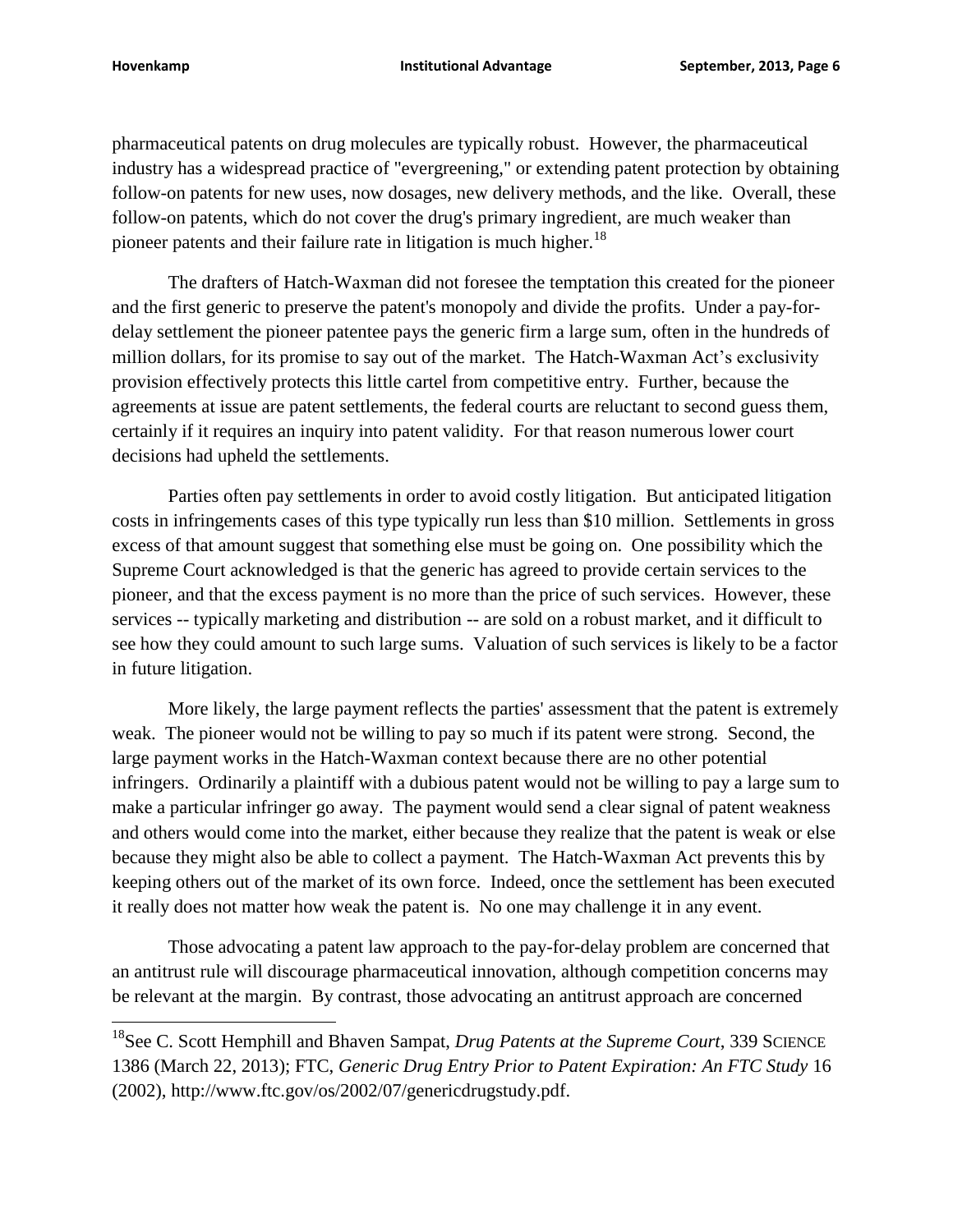pharmaceutical patents on drug molecules are typically robust. However, the pharmaceutical industry has a widespread practice of "evergreening," or extending patent protection by obtaining follow-on patents for new uses, now dosages, new delivery methods, and the like. Overall, these follow-on patents, which do not cover the drug's primary ingredient, are much weaker than pioneer patents and their failure rate in litigation is much higher.[18]

The drafters of Hatch-Waxman did not foresee the temptation this created for the pioneer and the first generic to preserve the patent's monopoly and divide the profits. Under a pay-for-delay settlement the pioneer patentee pays the generic firm a large sum, often in the hundreds of million dollars, for its promise to say out of the market. The Hatch-Waxman Act's exclusivity provision effectively protects this little cartel from competitive entry. Further, because the agreements at issue are patent settlements, the federal courts are reluctant to second guess them, certainly if it requires an inquiry into patent validity. For that reason numerous lower court decisions had upheld the settlements.

Parties often pay settlements in order to avoid costly litigation. But anticipated litigation costs in infringements cases of this type typically run less than $10 million. Settlements in gross excess of that amount suggest that something else must be going on. One possibility which the Supreme Court acknowledged is that the generic has agreed to provide certain services to the pioneer, and that the excess payment is no more than the price of such services. However, these services -- typically marketing and distribution -- are sold on a robust market, and it difficult to see how they could amount to such large sums. Valuation of such services is likely to be a factor in future litigation.

More likely, the large payment reflects the parties' assessment that the patent is extremely weak. The pioneer would not be willing to pay so much if its patent were strong. Second, the large payment works in the Hatch-Waxman context because there are no other potential infringers. Ordinarily a plaintiff with a dubious patent would not be willing to pay a large sum to make a particular infringer go away. The payment would send a clear signal of patent weakness and others would come into the market, either because they realize that the patent is weak or else because they might also be able to collect a payment. The Hatch-Waxman Act prevents this by keeping others out of the market of its own force. Indeed, once the settlement has been executed it really does not matter how weak the patent is. No one may challenge it in any event.

Those advocating a patent law approach to the pay-for-delay problem are concerned that an antitrust rule will discourage pharmaceutical innovation, although competition concerns may be relevant at the margin. By contrast, those advocating an antitrust approach are concerned

[18] See C. Scott Hemphill and Bhaven Sampat, *Drug Patents at the Supreme Court*, 339 SCIENCE 1386 (March 22, 2013); FTC, *Generic Drug Entry Prior to Patent Expiration: An FTC Study* 16 (2002), http://www.ftc.gov/os/2002/07/genericdrugstudy.pdf.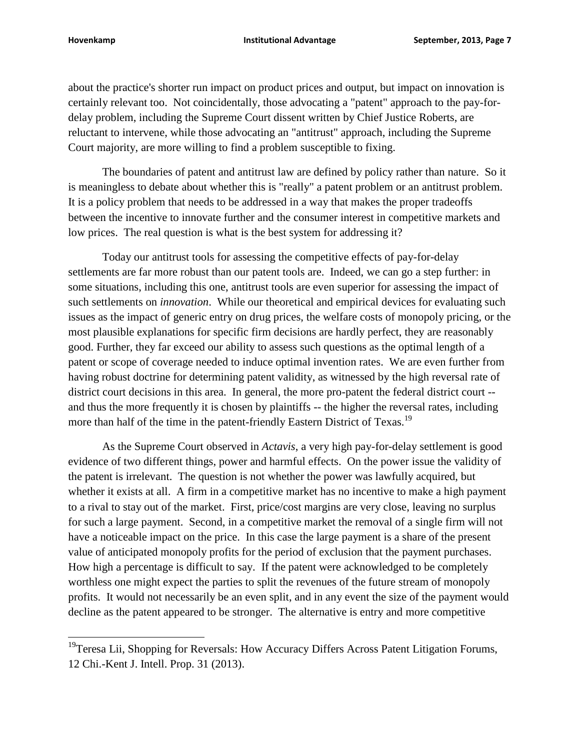about the practice's shorter run impact on product prices and output, but impact on innovation is certainly relevant too. Not coincidentally, those advocating a "patent" approach to the pay-for-delay problem, including the Supreme Court dissent written by Chief Justice Roberts, are reluctant to intervene, while those advocating an "antitrust" approach, including the Supreme Court majority, are more willing to find a problem susceptible to fixing.

The boundaries of patent and antitrust law are defined by policy rather than nature. So it is meaningless to debate about whether this is "really" a patent problem or an antitrust problem. It is a policy problem that needs to be addressed in a way that makes the proper tradeoffs between the incentive to innovate further and the consumer interest in competitive markets and low prices. The real question is what is the best system for addressing it?

Today our antitrust tools for assessing the competitive effects of pay-for-delay settlements are far more robust than our patent tools are. Indeed, we can go a step further: in some situations, including this one, antitrust tools are even superior for assessing the impact of such settlements on *innovation*. While our theoretical and empirical devices for evaluating such issues as the impact of generic entry on drug prices, the welfare costs of monopoly pricing, or the most plausible explanations for specific firm decisions are hardly perfect, they are reasonably good. Further, they far exceed our ability to assess such questions as the optimal length of a patent or scope of coverage needed to induce optimal invention rates. We are even further from having robust doctrine for determining patent validity, as witnessed by the high reversal rate of district court decisions in this area. In general, the more pro-patent the federal district court -- and thus the more frequently it is chosen by plaintiffs -- the higher the reversal rates, including more than half of the time in the patent-friendly Eastern District of Texas.[19]

As the Supreme Court observed in *Actavis*, a very high pay-for-delay settlement is good evidence of two different things, power and harmful effects. On the power issue the validity of the patent is irrelevant. The question is not whether the power was lawfully acquired, but whether it exists at all. A firm in a competitive market has no incentive to make a high payment to a rival to stay out of the market. First, price/cost margins are very close, leaving no surplus for such a large payment. Second, in a competitive market the removal of a single firm will not have a noticeable impact on the price. In this case the large payment is a share of the present value of anticipated monopoly profits for the period of exclusion that the payment purchases. How high a percentage is difficult to say. If the patent were acknowledged to be completely worthless one might expect the parties to split the revenues of the future stream of monopoly profits. It would not necessarily be an even split, and in any event the size of the payment would decline as the patent appeared to be stronger. The alternative is entry and more competitive

[19] Teresa Lii, Shopping for Reversals: How Accuracy Differs Across Patent Litigation Forums, 12 Chi.-Kent J. Intell. Prop. 31 (2013).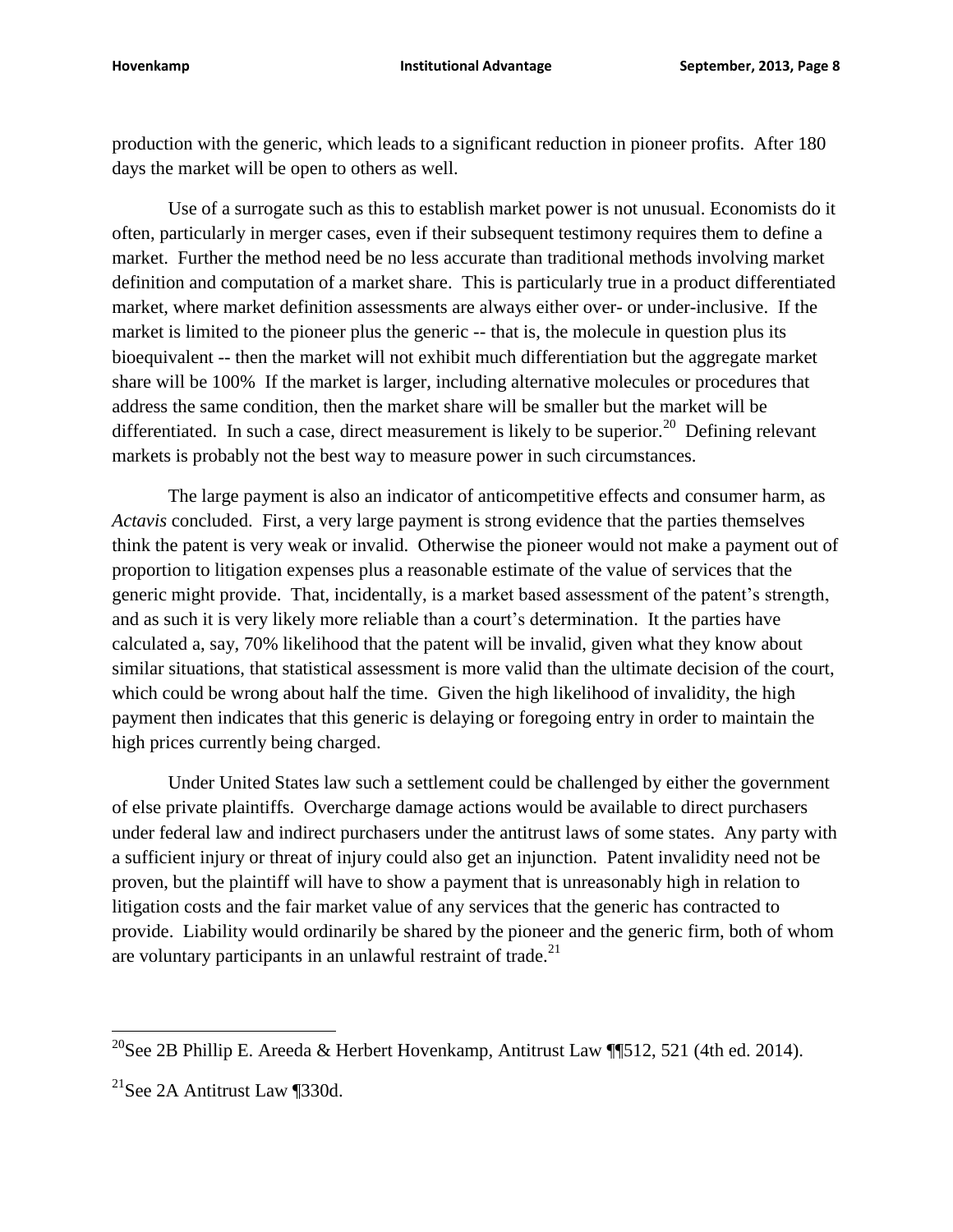production with the generic, which leads to a significant reduction in pioneer profits. After 180 days the market will be open to others as well.

Use of a surrogate such as this to establish market power is not unusual. Economists do it often, particularly in merger cases, even if their subsequent testimony requires them to define a market. Further the method need be no less accurate than traditional methods involving market definition and computation of a market share. This is particularly true in a product differentiated market, where market definition assessments are always either over- or under-inclusive. If the market is limited to the pioneer plus the generic -- that is, the molecule in question plus its bioequivalent -- then the market will not exhibit much differentiation but the aggregate market share will be 100% If the market is larger, including alternative molecules or procedures that address the same condition, then the market share will be smaller but the market will be differentiated. In such a case, direct measurement is likely to be superior.[20] Defining relevant markets is probably not the best way to measure power in such circumstances.

The large payment is also an indicator of anticompetitive effects and consumer harm, as *Actavis* concluded. First, a very large payment is strong evidence that the parties themselves think the patent is very weak or invalid. Otherwise the pioneer would not make a payment out of proportion to litigation expenses plus a reasonable estimate of the value of services that the generic might provide. That, incidentally, is a market based assessment of the patent's strength, and as such it is very likely more reliable than a court's determination. It the parties have calculated a, say, 70% likelihood that the patent will be invalid, given what they know about similar situations, that statistical assessment is more valid than the ultimate decision of the court, which could be wrong about half the time. Given the high likelihood of invalidity, the high payment then indicates that this generic is delaying or foregoing entry in order to maintain the high prices currently being charged.

Under United States law such a settlement could be challenged by either the government of else private plaintiffs. Overcharge damage actions would be available to direct purchasers under federal law and indirect purchasers under the antitrust laws of some states. Any party with a sufficient injury or threat of injury could also get an injunction. Patent invalidity need not be proven, but the plaintiff will have to show a payment that is unreasonably high in relation to litigation costs and the fair market value of any services that the generic has contracted to provide. Liability would ordinarily be shared by the pioneer and the generic firm, both of whom are voluntary participants in an unlawful restraint of trade.[21]

---

[20]See 2B Phillip E. Areeda & Herbert Hovenkamp, Antitrust Law ¶¶512, 521 (4th ed. 2014).

[21]See 2A Antitrust Law ¶330d.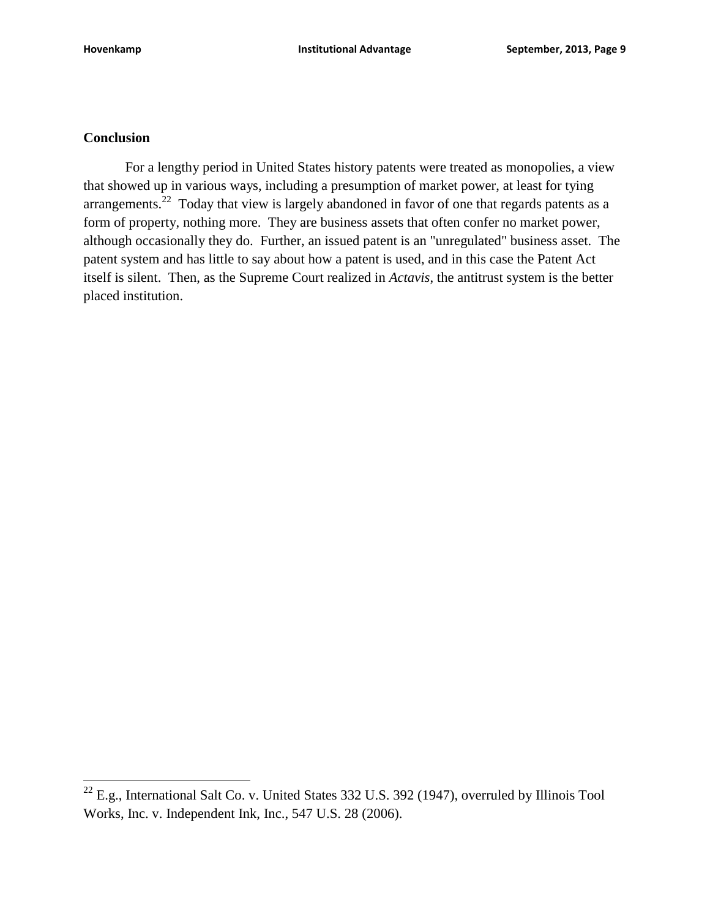## Conclusion

For a lengthy period in United States history patents were treated as monopolies, a view that showed up in various ways, including a presumption of market power, at least for tying arrangements.[22] Today that view is largely abandoned in favor of one that regards patents as a form of property, nothing more. They are business assets that often confer no market power, although occasionally they do. Further, an issued patent is an "unregulated" business asset. The patent system and has little to say about how a patent is used, and in this case the Patent Act itself is silent. Then, as the Supreme Court realized in *Actavis*, the antitrust system is the better placed institution.

---

[22] E.g., International Salt Co. v. United States 332 U.S. 392 (1947), overruled by Illinois Tool Works, Inc. v. Independent Ink, Inc., 547 U.S. 28 (2006).